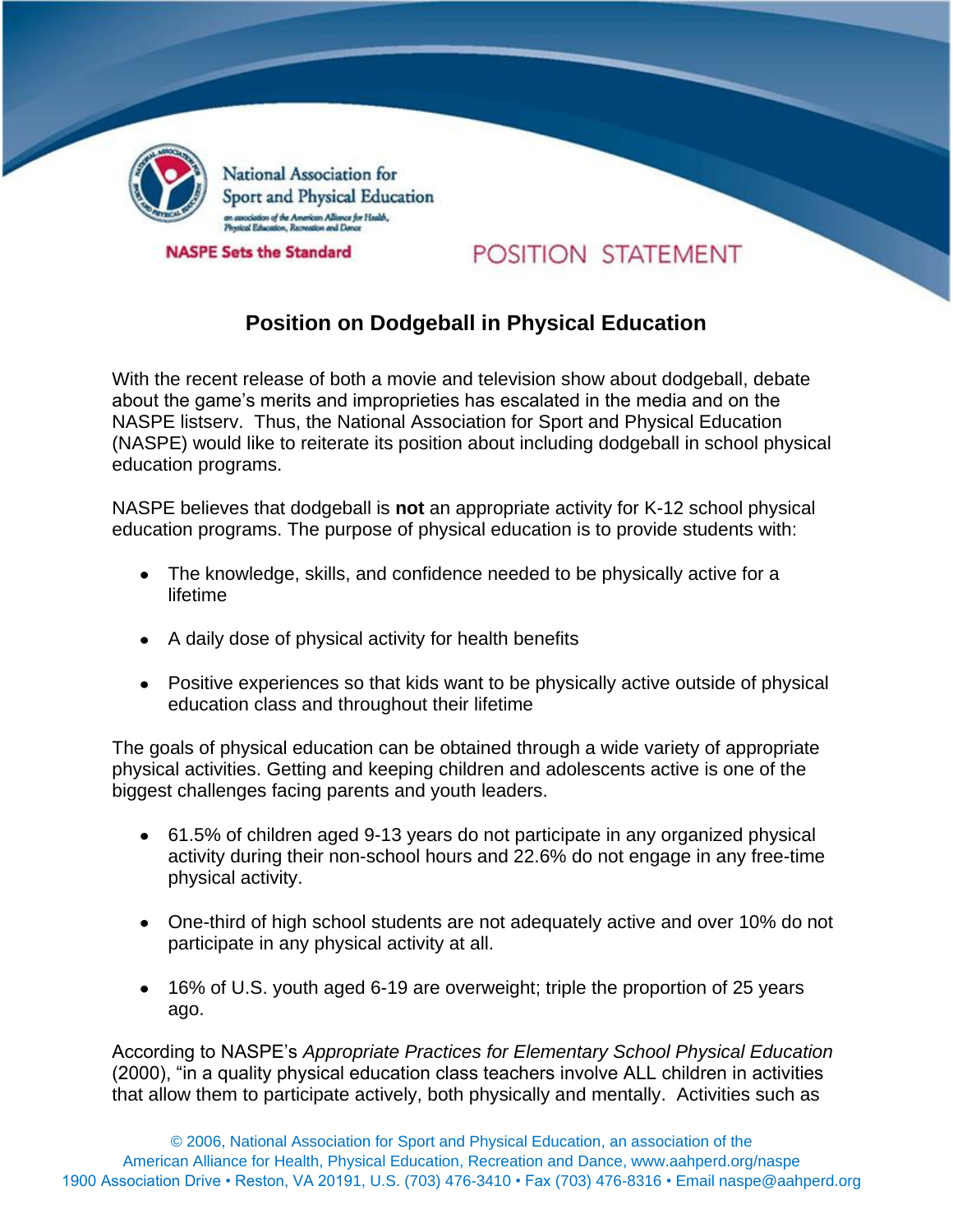National Association for Sport and Physical Education

an association of the American Alliance for Health, Physical Education, Recreation and Dance

**NASPE Sets the Standard**

POSITION STATEMENT

# Position on Dodgeball in Physical Education

With the recent release of both a movie and television show about dodgeball, debate about the game's merits and improprieties has escalated in the media and on the NASPE listserv. Thus, the National Association for Sport and Physical Education (NASPE) would like to reiterate its position about including dodgeball in school physical education programs.

NASPE believes that dodgeball is **not** an appropriate activity for K-12 school physical education programs. The purpose of physical education is to provide students with:

- The knowledge, skills, and confidence needed to be physically active for a lifetime
- A daily dose of physical activity for health benefits
- Positive experiences so that kids want to be physically active outside of physical education class and throughout their lifetime

The goals of physical education can be obtained through a wide variety of appropriate physical activities. Getting and keeping children and adolescents active is one of the biggest challenges facing parents and youth leaders.

- 61.5% of children aged 9-13 years do not participate in any organized physical activity during their non-school hours and 22.6% do not engage in any free-time physical activity.
- One-third of high school students are not adequately active and over 10% do not participate in any physical activity at all.
- 16% of U.S. youth aged 6-19 are overweight; triple the proportion of 25 years ago.

According to NASPE's *Appropriate Practices for Elementary School Physical Education* (2000), "in a quality physical education class teachers involve ALL children in activities that allow them to participate actively, both physically and mentally. Activities such as

© 2006, National Association for Sport and Physical Education, an association of the American Alliance for Health, Physical Education, Recreation and Dance, www.aahperd.org/naspe
1900 Association Drive • Reston, VA 20191, U.S. (703) 476-3410 • Fax (703) 476-8316 • Email naspe@aahperd.org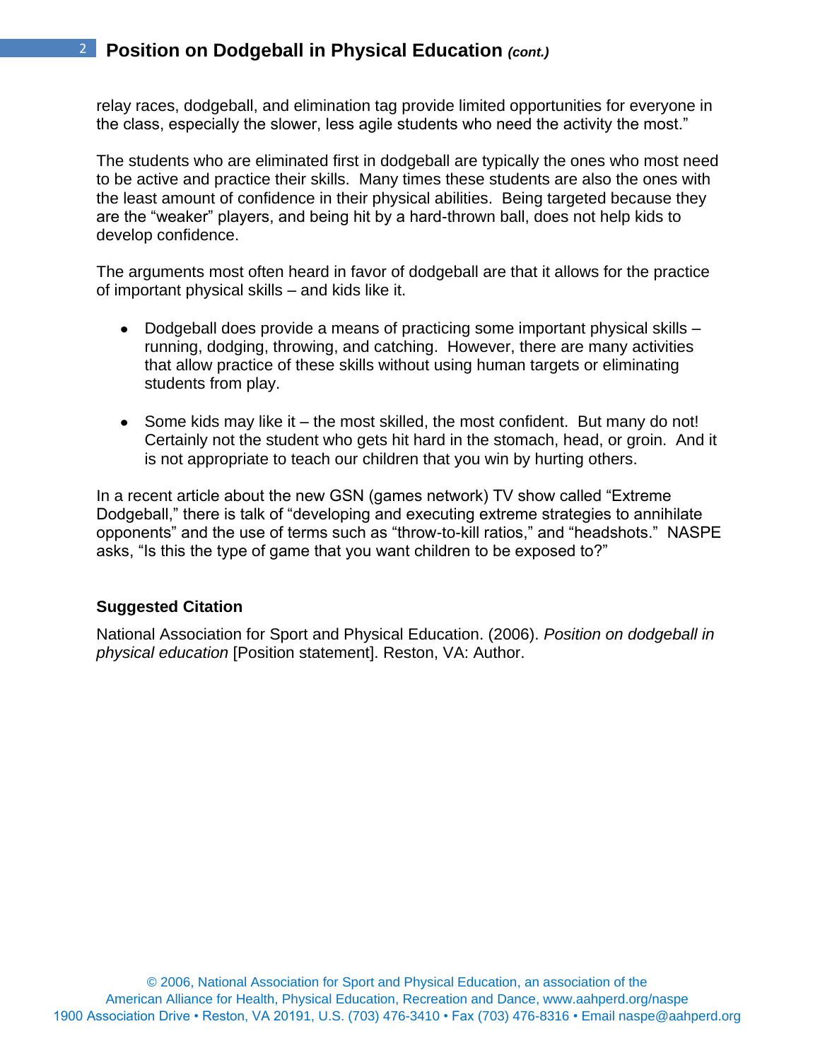relay races, dodgeball, and elimination tag provide limited opportunities for everyone in the class, especially the slower, less agile students who need the activity the most."

The students who are eliminated first in dodgeball are typically the ones who most need to be active and practice their skills. Many times these students are also the ones with the least amount of confidence in their physical abilities. Being targeted because they are the "weaker" players, and being hit by a hard-thrown ball, does not help kids to develop confidence.

The arguments most often heard in favor of dodgeball are that it allows for the practice of important physical skills – and kids like it.

- Dodgeball does provide a means of practicing some important physical skills – running, dodging, throwing, and catching. However, there are many activities that allow practice of these skills without using human targets or eliminating students from play.

- Some kids may like it – the most skilled, the most confident. But many do not! Certainly not the student who gets hit hard in the stomach, head, or groin. And it is not appropriate to teach our children that you win by hurting others.

In a recent article about the new GSN (games network) TV show called "Extreme Dodgeball," there is talk of "developing and executing extreme strategies to annihilate opponents" and the use of terms such as "throw-to-kill ratios," and "headshots." NASPE asks, "Is this the type of game that you want children to be exposed to?"

**Suggested Citation**

National Association for Sport and Physical Education. (2006). *Position on dodgeball in physical education* [Position statement]. Reston, VA: Author.

© 2006, National Association for Sport and Physical Education, an association of the American Alliance for Health, Physical Education, Recreation and Dance, www.aahperd.org/naspe
1900 Association Drive • Reston, VA 20191, U.S. (703) 476-3410 • Fax (703) 476-8316 • Email naspe@aahperd.org